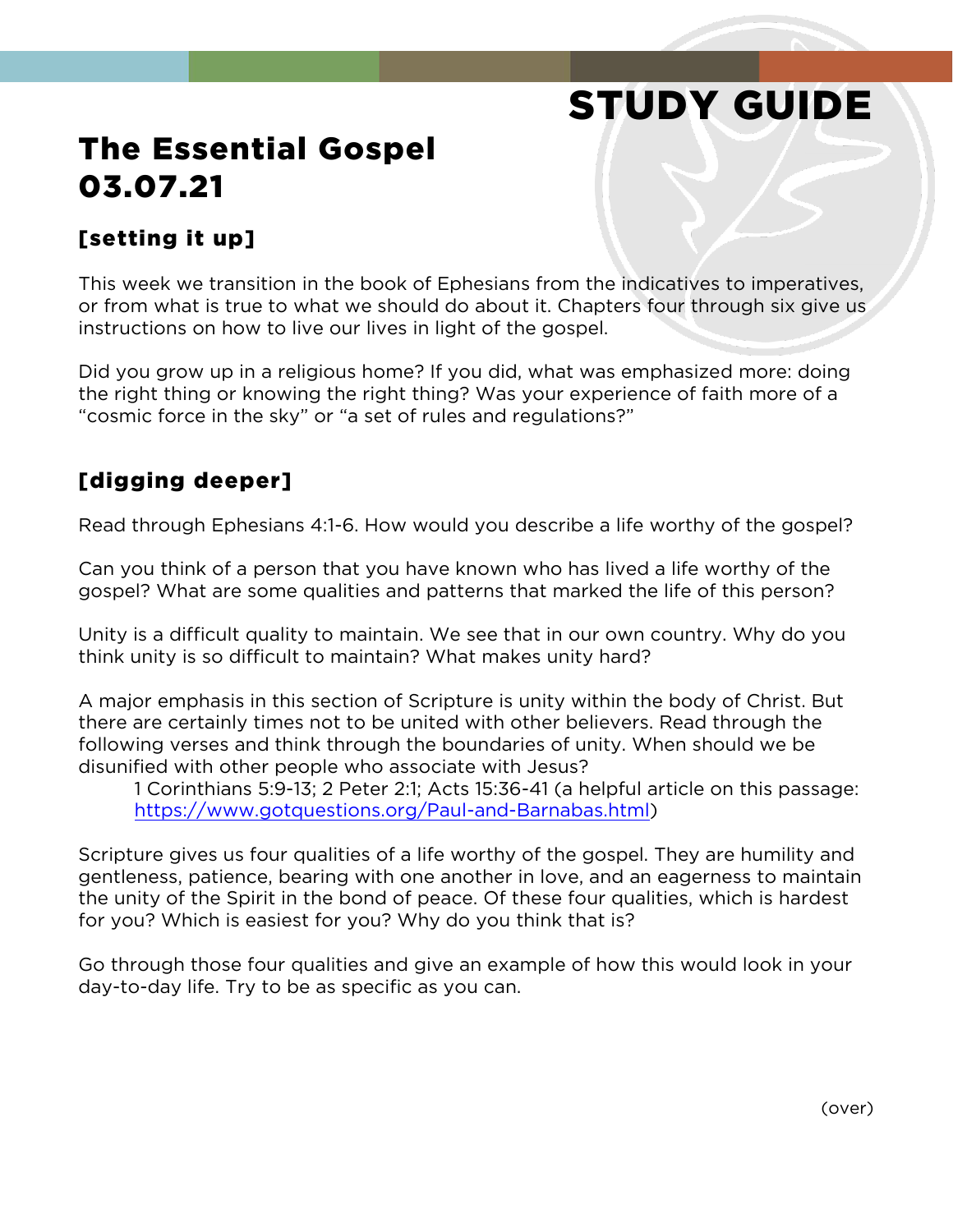# STUDY GUIDE

## The Essential Gospel 03.07.21

### [setting it up]

This week we transition in the book of Ephesians from the indicatives to imperatives, or from what is true to what we should do about it. Chapters four through six give us instructions on how to live our lives in light of the gospel.

Did you grow up in a religious home? If you did, what was emphasized more: doing the right thing or knowing the right thing? Was your experience of faith more of a "cosmic force in the sky" or "a set of rules and regulations?"

### [digging deeper]

Read through Ephesians 4:1-6. How would you describe a life worthy of the gospel?

Can you think of a person that you have known who has lived a life worthy of the gospel? What are some qualities and patterns that marked the life of this person?

Unity is a difficult quality to maintain. We see that in our own country. Why do you think unity is so difficult to maintain? What makes unity hard?

A major emphasis in this section of Scripture is unity within the body of Christ. But there are certainly times not to be united with other believers. Read through the following verses and think through the boundaries of unity. When should we be disunified with other people who associate with Jesus?

> 1 Corinthians 5:9-13; 2 Peter 2:1; Acts 15:36-41 (a helpful article on this passage: [https://www.gotquestions.org/Paul-and-Barnabas.html](https://www.gotquestions.org/Paul-and-Barnabas.html))

Scripture gives us four qualities of a life worthy of the gospel. They are humility and gentleness, patience, bearing with one another in love, and an eagerness to maintain the unity of the Spirit in the bond of peace. Of these four qualities, which is hardest for you? Which is easiest for you? Why do you think that is?

Go through those four qualities and give an example of how this would look in your day-to-day life. Try to be as specific as you can.

(over)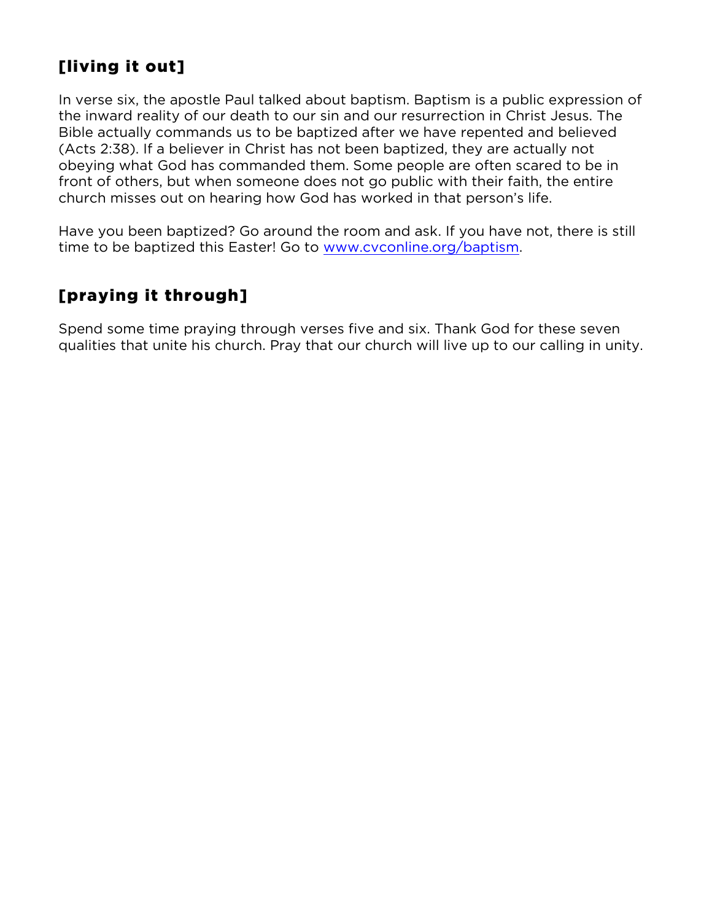## [living it out]

In verse six, the apostle Paul talked about baptism. Baptism is a public expression of the inward reality of our death to our sin and our resurrection in Christ Jesus. The Bible actually commands us to be baptized after we have repented and believed (Acts 2:38). If a believer in Christ has not been baptized, they are actually not obeying what God has commanded them. Some people are often scared to be in front of others, but when someone does not go public with their faith, the entire church misses out on hearing how God has worked in that person's life.

Have you been baptized? Go around the room and ask. If you have not, there is still time to be baptized this Easter! Go to www.cvconline.org/baptism.

## [praying it through]

Spend some time praying through verses five and six. Thank God for these seven qualities that unite his church. Pray that our church will live up to our calling in unity.